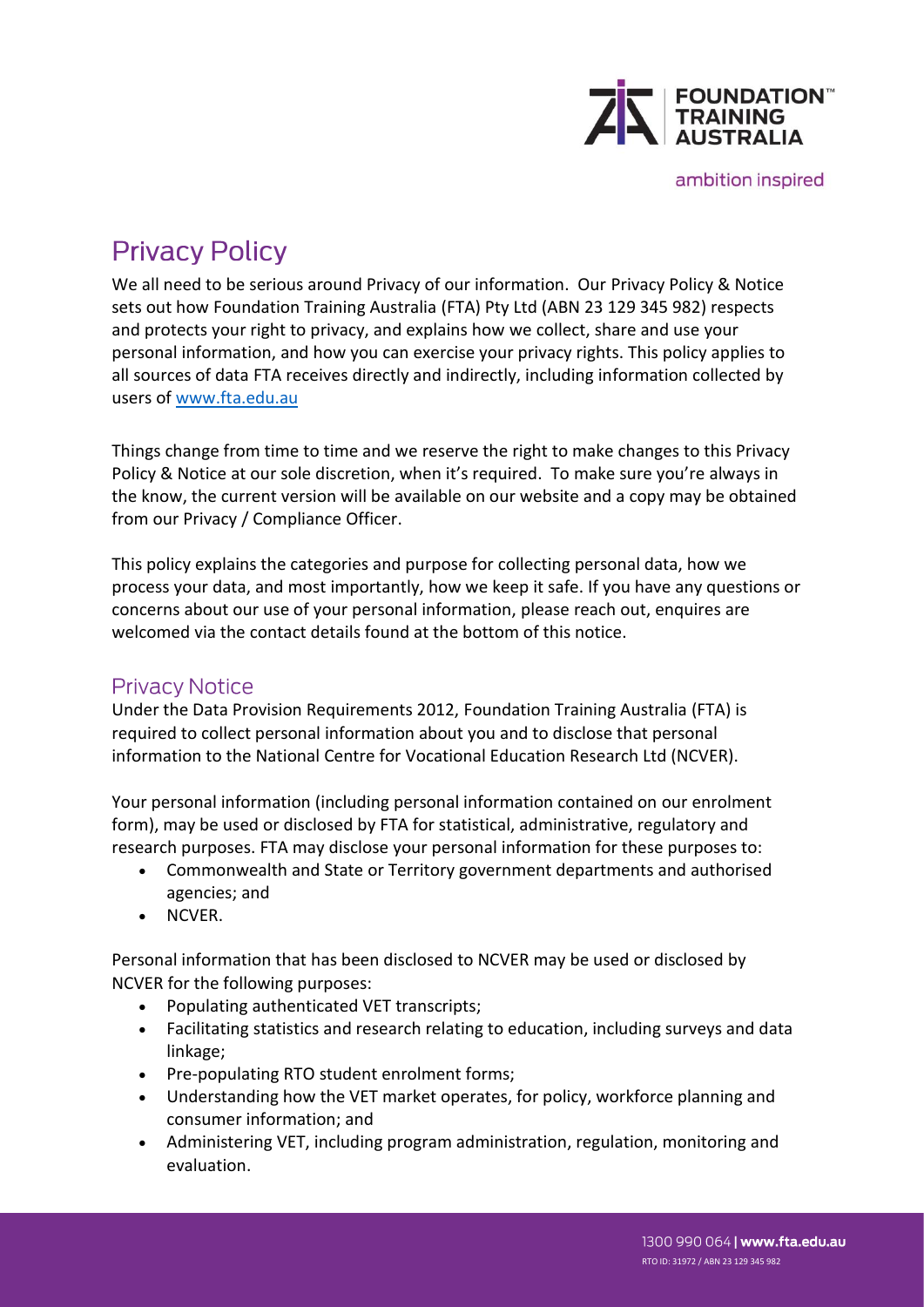# Privacy Policy

We all need to be serious around Privacy of our information. Our Privacy Policy & Notice sets out how Foundation Training Australia (FTA) Pty Ltd (ABN 23 129 345 982) respects and protects your right to privacy, and explains how we collect, share and use your personal information, and how you can exercise your privacy rights. This policy applies to all sources of data FTA receives directly and indirectly, including information collected by users of www.fta.edu.au

Things change from time to time and we reserve the right to make changes to this Privacy Policy & Notice at our sole discretion, when it's required. To make sure you're always in the know, the current version will be available on our website and a copy may be obtained from our Privacy / Compliance Officer.

This policy explains the categories and purpose for collecting personal data, how we process your data, and most importantly, how we keep it safe. If you have any questions or concerns about our use of your personal information, please reach out, enquires are welcomed via the contact details found at the bottom of this notice.

## Privacy Notice

Under the Data Provision Requirements 2012, Foundation Training Australia (FTA) is required to collect personal information about you and to disclose that personal information to the National Centre for Vocational Education Research Ltd (NCVER).

Your personal information (including personal information contained on our enrolment form), may be used or disclosed by FTA for statistical, administrative, regulatory and research purposes. FTA may disclose your personal information for these purposes to:

- Commonwealth and State or Territory government departments and authorised agencies; and
- NCVER.

Personal information that has been disclosed to NCVER may be used or disclosed by NCVER for the following purposes:

- Populating authenticated VET transcripts;
- Facilitating statistics and research relating to education, including surveys and data linkage;
- Pre-populating RTO student enrolment forms;
- Understanding how the VET market operates, for policy, workforce planning and consumer information; and
- Administering VET, including program administration, regulation, monitoring and evaluation.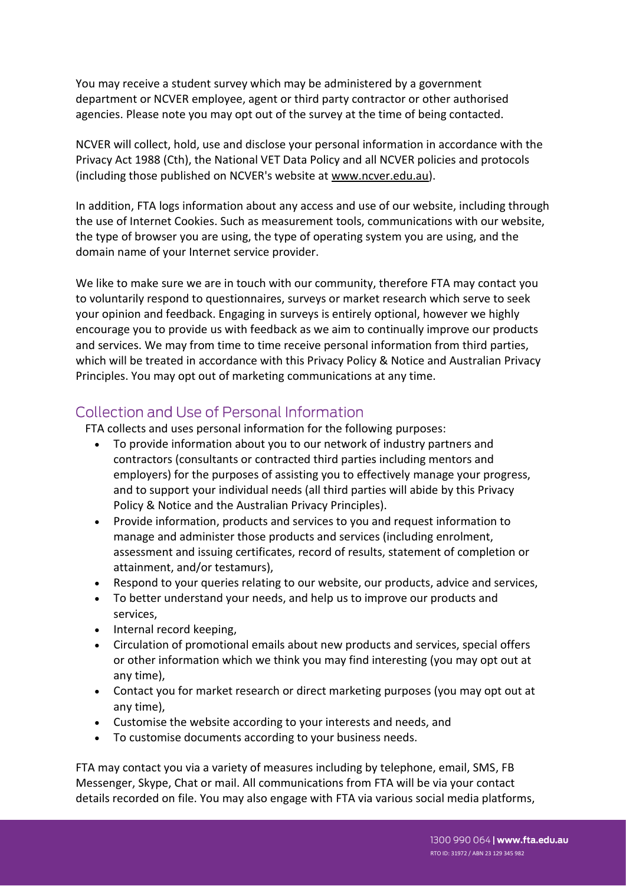You may receive a student survey which may be administered by a government department or NCVER employee, agent or third party contractor or other authorised agencies. Please note you may opt out of the survey at the time of being contacted.

NCVER will collect, hold, use and disclose your personal information in accordance with the Privacy Act 1988 (Cth), the National VET Data Policy and all NCVER policies and protocols (including those published on NCVER's website at www.ncver.edu.au).

In addition, FTA logs information about any access and use of our website, including through the use of Internet Cookies. Such as measurement tools, communications with our website, the type of browser you are using, the type of operating system you are using, and the domain name of your Internet service provider.

We like to make sure we are in touch with our community, therefore FTA may contact you to voluntarily respond to questionnaires, surveys or market research which serve to seek your opinion and feedback. Engaging in surveys is entirely optional, however we highly encourage you to provide us with feedback as we aim to continually improve our products and services. We may from time to time receive personal information from third parties, which will be treated in accordance with this Privacy Policy & Notice and Australian Privacy Principles. You may opt out of marketing communications at any time.

## Collection and Use of Personal Information

FTA collects and uses personal information for the following purposes:

- To provide information about you to our network of industry partners and contractors (consultants or contracted third parties including mentors and employers) for the purposes of assisting you to effectively manage your progress, and to support your individual needs (all third parties will abide by this Privacy Policy & Notice and the Australian Privacy Principles).
- Provide information, products and services to you and request information to manage and administer those products and services (including enrolment, assessment and issuing certificates, record of results, statement of completion or attainment, and/or testamurs),
- Respond to your queries relating to our website, our products, advice and services,
- To better understand your needs, and help us to improve our products and services,
- Internal record keeping,
- Circulation of promotional emails about new products and services, special offers or other information which we think you may find interesting (you may opt out at any time),
- Contact you for market research or direct marketing purposes (you may opt out at any time),
- Customise the website according to your interests and needs, and
- To customise documents according to your business needs.

FTA may contact you via a variety of measures including by telephone, email, SMS, FB Messenger, Skype, Chat or mail. All communications from FTA will be via your contact details recorded on file. You may also engage with FTA via various social media platforms,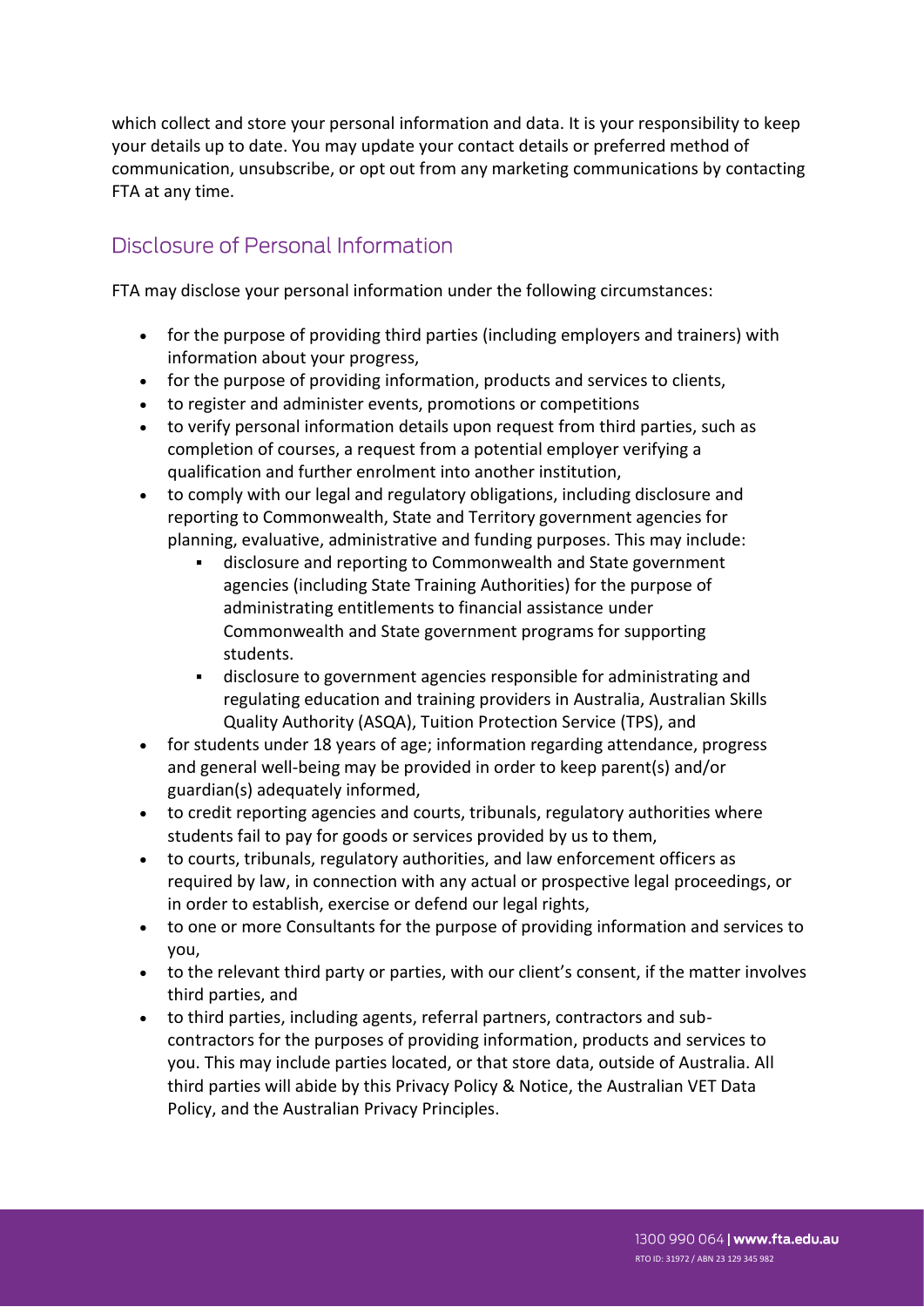which collect and store your personal information and data. It is your responsibility to keep your details up to date. You may update your contact details or preferred method of communication, unsubscribe, or opt out from any marketing communications by contacting FTA at any time.

## Disclosure of Personal Information

FTA may disclose your personal information under the following circumstances:

- for the purpose of providing third parties (including employers and trainers) with information about your progress,
- for the purpose of providing information, products and services to clients,
- to register and administer events, promotions or competitions
- to verify personal information details upon request from third parties, such as completion of courses, a request from a potential employer verifying a qualification and further enrolment into another institution,
- to comply with our legal and regulatory obligations, including disclosure and reporting to Commonwealth, State and Territory government agencies for planning, evaluative, administrative and funding purposes. This may include:
    - disclosure and reporting to Commonwealth and State government agencies (including State Training Authorities) for the purpose of administrating entitlements to financial assistance under Commonwealth and State government programs for supporting students.
    - disclosure to government agencies responsible for administrating and regulating education and training providers in Australia, Australian Skills Quality Authority (ASQA), Tuition Protection Service (TPS), and
- for students under 18 years of age; information regarding attendance, progress and general well-being may be provided in order to keep parent(s) and/or guardian(s) adequately informed,
- to credit reporting agencies and courts, tribunals, regulatory authorities where students fail to pay for goods or services provided by us to them,
- to courts, tribunals, regulatory authorities, and law enforcement officers as required by law, in connection with any actual or prospective legal proceedings, or in order to establish, exercise or defend our legal rights,
- to one or more Consultants for the purpose of providing information and services to you,
- to the relevant third party or parties, with our client's consent, if the matter involves third parties, and
- to third parties, including agents, referral partners, contractors and sub-contractors for the purposes of providing information, products and services to you. This may include parties located, or that store data, outside of Australia. All third parties will abide by this Privacy Policy & Notice, the Australian VET Data Policy, and the Australian Privacy Principles.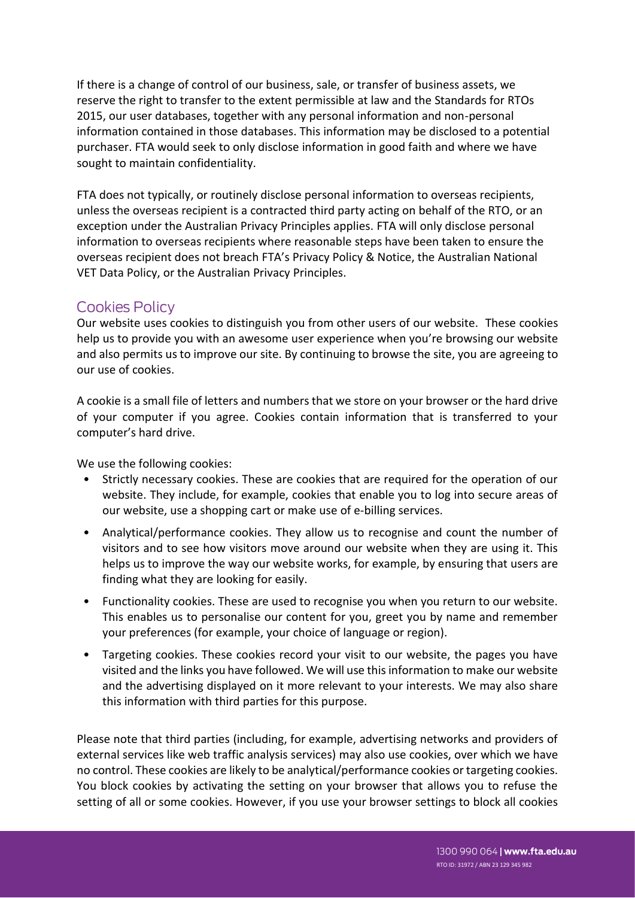If there is a change of control of our business, sale, or transfer of business assets, we reserve the right to transfer to the extent permissible at law and the Standards for RTOs 2015, our user databases, together with any personal information and non-personal information contained in those databases. This information may be disclosed to a potential purchaser. FTA would seek to only disclose information in good faith and where we have sought to maintain confidentiality.

FTA does not typically, or routinely disclose personal information to overseas recipients, unless the overseas recipient is a contracted third party acting on behalf of the RTO, or an exception under the Australian Privacy Principles applies. FTA will only disclose personal information to overseas recipients where reasonable steps have been taken to ensure the overseas recipient does not breach FTA's Privacy Policy & Notice, the Australian National VET Data Policy, or the Australian Privacy Principles.

## Cookies Policy

Our website uses cookies to distinguish you from other users of our website. These cookies help us to provide you with an awesome user experience when you're browsing our website and also permits us to improve our site. By continuing to browse the site, you are agreeing to our use of cookies.

A cookie is a small file of letters and numbers that we store on your browser or the hard drive of your computer if you agree. Cookies contain information that is transferred to your computer's hard drive.

We use the following cookies:

- Strictly necessary cookies. These are cookies that are required for the operation of our website. They include, for example, cookies that enable you to log into secure areas of our website, use a shopping cart or make use of e-billing services.
- Analytical/performance cookies. They allow us to recognise and count the number of visitors and to see how visitors move around our website when they are using it. This helps us to improve the way our website works, for example, by ensuring that users are finding what they are looking for easily.
- Functionality cookies. These are used to recognise you when you return to our website. This enables us to personalise our content for you, greet you by name and remember your preferences (for example, your choice of language or region).
- Targeting cookies. These cookies record your visit to our website, the pages you have visited and the links you have followed. We will use this information to make our website and the advertising displayed on it more relevant to your interests. We may also share this information with third parties for this purpose.

Please note that third parties (including, for example, advertising networks and providers of external services like web traffic analysis services) may also use cookies, over which we have no control. These cookies are likely to be analytical/performance cookies or targeting cookies. You block cookies by activating the setting on your browser that allows you to refuse the setting of all or some cookies. However, if you use your browser settings to block all cookies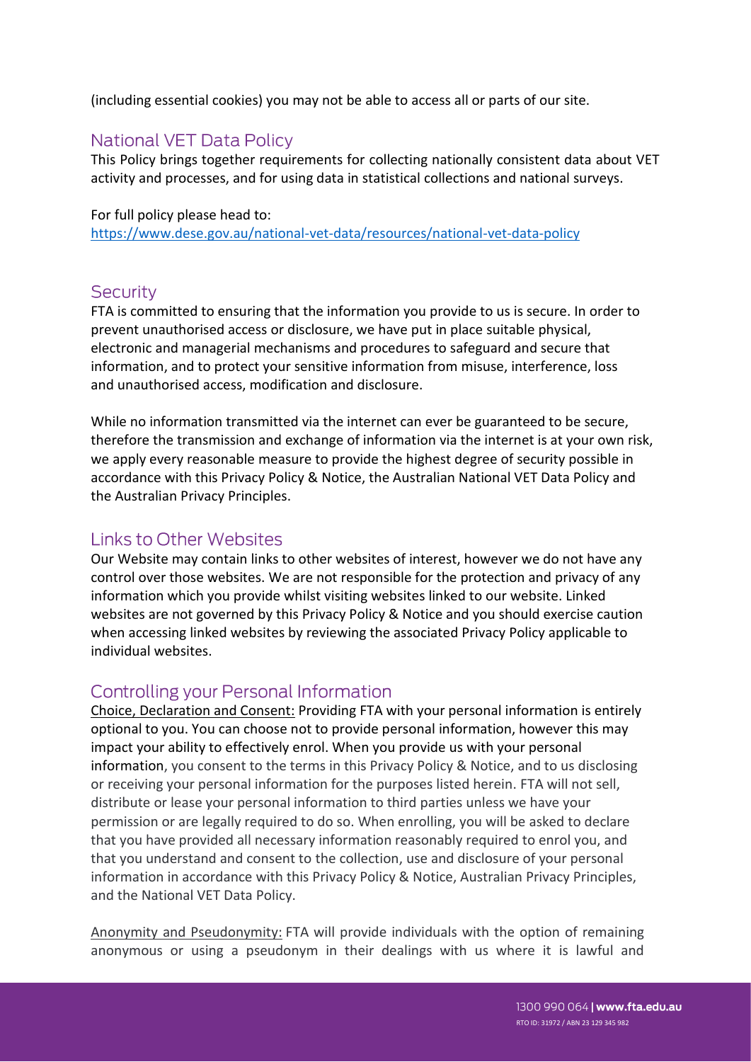(including essential cookies) you may not be able to access all or parts of our site.

## National VET Data Policy

This Policy brings together requirements for collecting nationally consistent data about VET activity and processes, and for using data in statistical collections and national surveys.

For full policy please head to:
https://www.dese.gov.au/national-vet-data/resources/national-vet-data-policy

## Security

FTA is committed to ensuring that the information you provide to us is secure. In order to prevent unauthorised access or disclosure, we have put in place suitable physical, electronic and managerial mechanisms and procedures to safeguard and secure that information, and to protect your sensitive information from misuse, interference, loss and unauthorised access, modification and disclosure.

While no information transmitted via the internet can ever be guaranteed to be secure, therefore the transmission and exchange of information via the internet is at your own risk, we apply every reasonable measure to provide the highest degree of security possible in accordance with this Privacy Policy & Notice, the Australian National VET Data Policy and the Australian Privacy Principles.

## Links to Other Websites

Our Website may contain links to other websites of interest, however we do not have any control over those websites. We are not responsible for the protection and privacy of any information which you provide whilst visiting websites linked to our website. Linked websites are not governed by this Privacy Policy & Notice and you should exercise caution when accessing linked websites by reviewing the associated Privacy Policy applicable to individual websites.

## Controlling your Personal Information

Choice, Declaration and Consent: Providing FTA with your personal information is entirely optional to you. You can choose not to provide personal information, however this may impact your ability to effectively enrol. When you provide us with your personal information, you consent to the terms in this Privacy Policy & Notice, and to us disclosing or receiving your personal information for the purposes listed herein. FTA will not sell, distribute or lease your personal information to third parties unless we have your permission or are legally required to do so. When enrolling, you will be asked to declare that you have provided all necessary information reasonably required to enrol you, and that you understand and consent to the collection, use and disclosure of your personal information in accordance with this Privacy Policy & Notice, Australian Privacy Principles, and the National VET Data Policy.

Anonymity and Pseudonymity: FTA will provide individuals with the option of remaining anonymous or using a pseudonym in their dealings with us where it is lawful and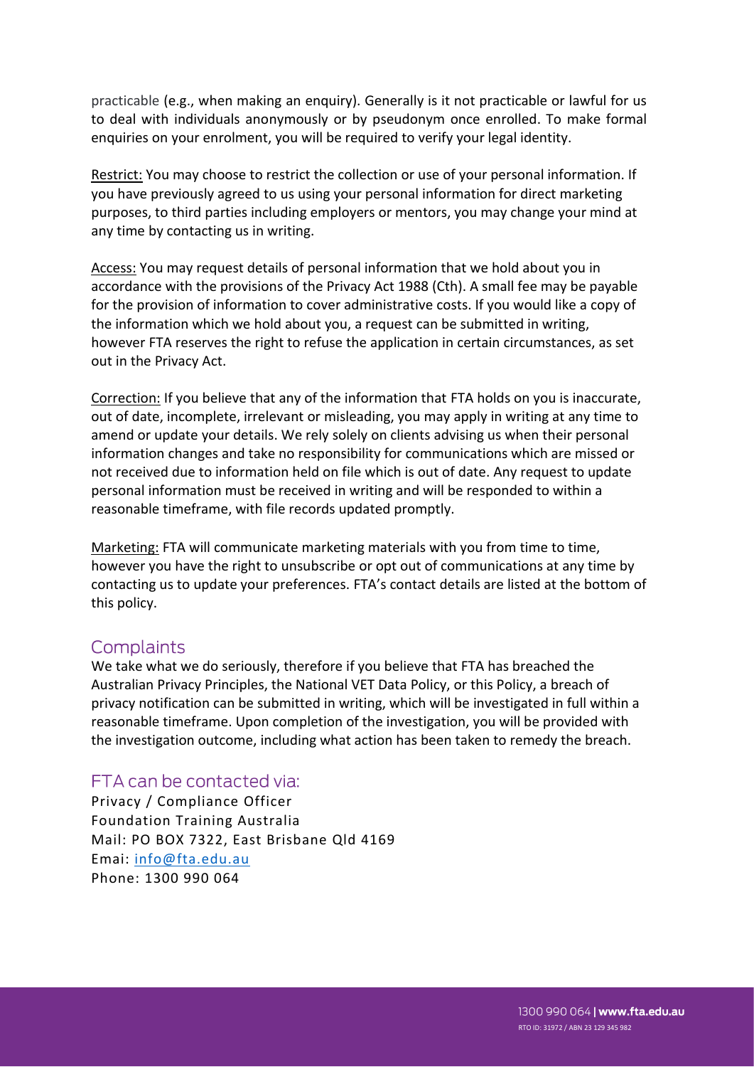practicable (e.g., when making an enquiry). Generally is it not practicable or lawful for us to deal with individuals anonymously or by pseudonym once enrolled. To make formal enquiries on your enrolment, you will be required to verify your legal identity.

Restrict: You may choose to restrict the collection or use of your personal information. If you have previously agreed to us using your personal information for direct marketing purposes, to third parties including employers or mentors, you may change your mind at any time by contacting us in writing.

Access: You may request details of personal information that we hold about you in accordance with the provisions of the Privacy Act 1988 (Cth). A small fee may be payable for the provision of information to cover administrative costs. If you would like a copy of the information which we hold about you, a request can be submitted in writing, however FTA reserves the right to refuse the application in certain circumstances, as set out in the Privacy Act.

Correction: If you believe that any of the information that FTA holds on you is inaccurate, out of date, incomplete, irrelevant or misleading, you may apply in writing at any time to amend or update your details. We rely solely on clients advising us when their personal information changes and take no responsibility for communications which are missed or not received due to information held on file which is out of date. Any request to update personal information must be received in writing and will be responded to within a reasonable timeframe, with file records updated promptly.

Marketing: FTA will communicate marketing materials with you from time to time, however you have the right to unsubscribe or opt out of communications at any time by contacting us to update your preferences. FTA's contact details are listed at the bottom of this policy.

## Complaints

We take what we do seriously, therefore if you believe that FTA has breached the Australian Privacy Principles, the National VET Data Policy, or this Policy, a breach of privacy notification can be submitted in writing, which will be investigated in full within a reasonable timeframe. Upon completion of the investigation, you will be provided with the investigation outcome, including what action has been taken to remedy the breach.

## FTA can be contacted via:

Privacy / Compliance Officer  
Foundation Training Australia  
Mail: PO BOX 7322, East Brisbane Qld 4169  
Emai: info@fta.edu.au  
Phone: 1300 990 064